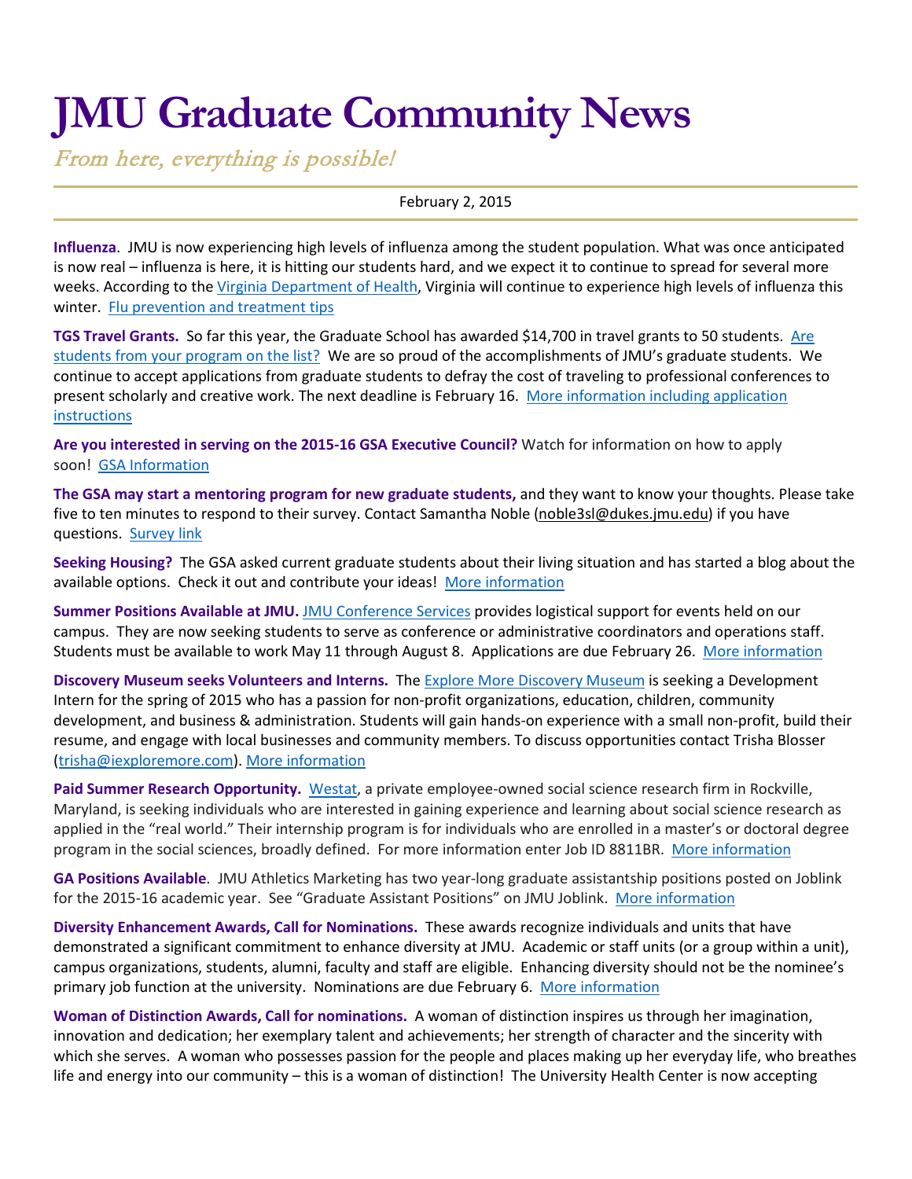# JMU Graduate Community News

*From here, everything is possible!*

February 2, 2015

**Influenza**. JMU is now experiencing high levels of influenza among the student population. What was once anticipated is now real – influenza is here, it is hitting our students hard, and we expect it to continue to spread for several more weeks. According to the Virginia Department of Health, Virginia will continue to experience high levels of influenza this winter. Flu prevention and treatment tips

**TGS Travel Grants.** So far this year, the Graduate School has awarded $14,700 in travel grants to 50 students. Are students from your program on the list? We are so proud of the accomplishments of JMU's graduate students. We continue to accept applications from graduate students to defray the cost of traveling to professional conferences to present scholarly and creative work. The next deadline is February 16. More information including application instructions

**Are you interested in serving on the 2015-16 GSA Executive Council?** Watch for information on how to apply soon! GSA Information

**The GSA may start a mentoring program for new graduate students,** and they want to know your thoughts. Please take five to ten minutes to respond to their survey. Contact Samantha Noble (noble3sl@dukes.jmu.edu) if you have questions. Survey link

**Seeking Housing?** The GSA asked current graduate students about their living situation and has started a blog about the available options. Check it out and contribute your ideas! More information

**Summer Positions Available at JMU.** JMU Conference Services provides logistical support for events held on our campus. They are now seeking students to serve as conference or administrative coordinators and operations staff. Students must be available to work May 11 through August 8. Applications are due February 26. More information

**Discovery Museum seeks Volunteers and Interns.** The Explore More Discovery Museum is seeking a Development Intern for the spring of 2015 who has a passion for non-profit organizations, education, children, community development, and business & administration. Students will gain hands-on experience with a small non-profit, build their resume, and engage with local businesses and community members. To discuss opportunities contact Trisha Blosser (trisha@iexploremore.com). More information

**Paid Summer Research Opportunity.** Westat, a private employee-owned social science research firm in Rockville, Maryland, is seeking individuals who are interested in gaining experience and learning about social science research as applied in the "real world." Their internship program is for individuals who are enrolled in a master's or doctoral degree program in the social sciences, broadly defined. For more information enter Job ID 8811BR. More information

**GA Positions Available**. JMU Athletics Marketing has two year-long graduate assistantship positions posted on Joblink for the 2015-16 academic year. See "Graduate Assistant Positions" on JMU Joblink. More information

**Diversity Enhancement Awards, Call for Nominations.** These awards recognize individuals and units that have demonstrated a significant commitment to enhance diversity at JMU. Academic or staff units (or a group within a unit), campus organizations, students, alumni, faculty and staff are eligible. Enhancing diversity should not be the nominee's primary job function at the university. Nominations are due February 6. More information

**Woman of Distinction Awards, Call for nominations.** A woman of distinction inspires us through her imagination, innovation and dedication; her exemplary talent and achievements; her strength of character and the sincerity with which she serves. A woman who possesses passion for the people and places making up her everyday life, who breathes life and energy into our community – this is a woman of distinction! The University Health Center is now accepting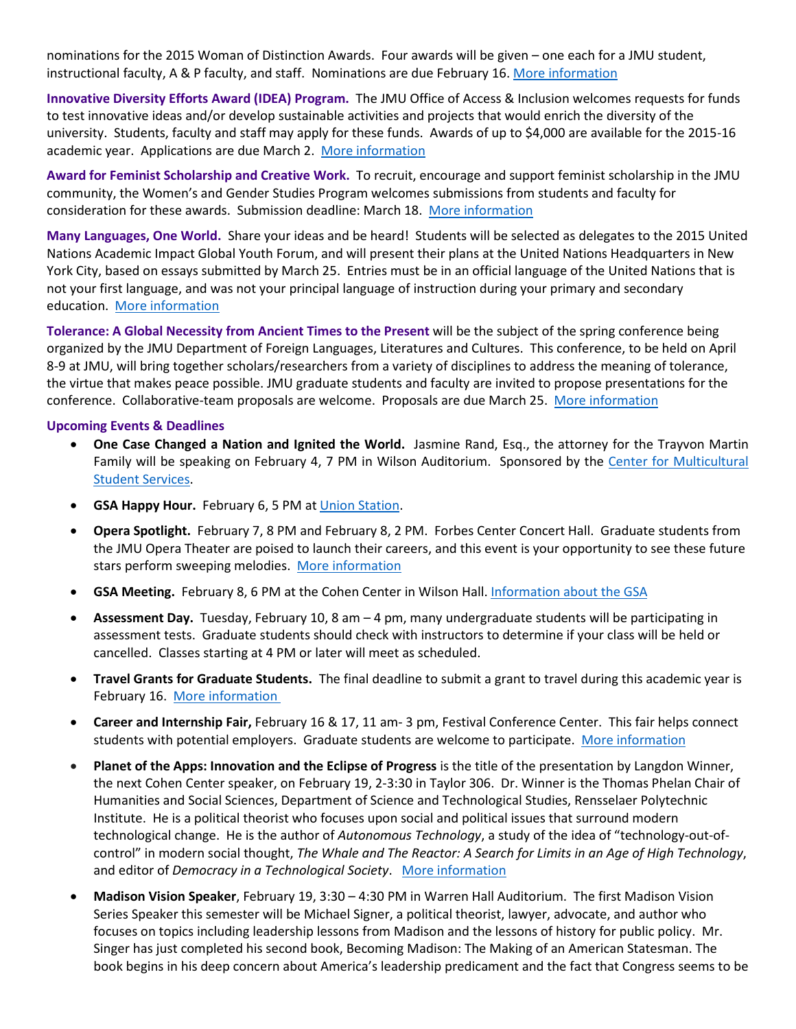nominations for the 2015 Woman of Distinction Awards. Four awards will be given – one each for a JMU student, instructional faculty, A & P faculty, and staff. Nominations are due February 16. More information

**Innovative Diversity Efforts Award (IDEA) Program.** The JMU Office of Access & Inclusion welcomes requests for funds to test innovative ideas and/or develop sustainable activities and projects that would enrich the diversity of the university. Students, faculty and staff may apply for these funds. Awards of up to $4,000 are available for the 2015-16 academic year. Applications are due March 2. More information

**Award for Feminist Scholarship and Creative Work.** To recruit, encourage and support feminist scholarship in the JMU community, the Women's and Gender Studies Program welcomes submissions from students and faculty for consideration for these awards. Submission deadline: March 18. More information

**Many Languages, One World.** Share your ideas and be heard! Students will be selected as delegates to the 2015 United Nations Academic Impact Global Youth Forum, and will present their plans at the United Nations Headquarters in New York City, based on essays submitted by March 25. Entries must be in an official language of the United Nations that is not your first language, and was not your principal language of instruction during your primary and secondary education. More information

**Tolerance: A Global Necessity from Ancient Times to the Present** will be the subject of the spring conference being organized by the JMU Department of Foreign Languages, Literatures and Cultures. This conference, to be held on April 8-9 at JMU, will bring together scholars/researchers from a variety of disciplines to address the meaning of tolerance, the virtue that makes peace possible. JMU graduate students and faculty are invited to propose presentations for the conference. Collaborative-team proposals are welcome. Proposals are due March 25. More information

**Upcoming Events & Deadlines**

- **One Case Changed a Nation and Ignited the World.** Jasmine Rand, Esq., the attorney for the Trayvon Martin Family will be speaking on February 4, 7 PM in Wilson Auditorium. Sponsored by the Center for Multicultural Student Services.
- **GSA Happy Hour.** February 6, 5 PM at Union Station.
- **Opera Spotlight.** February 7, 8 PM and February 8, 2 PM. Forbes Center Concert Hall. Graduate students from the JMU Opera Theater are poised to launch their careers, and this event is your opportunity to see these future stars perform sweeping melodies. More information
- **GSA Meeting.** February 8, 6 PM at the Cohen Center in Wilson Hall. Information about the GSA
- **Assessment Day.** Tuesday, February 10, 8 am – 4 pm, many undergraduate students will be participating in assessment tests. Graduate students should check with instructors to determine if your class will be held or cancelled. Classes starting at 4 PM or later will meet as scheduled.
- **Travel Grants for Graduate Students.** The final deadline to submit a grant to travel during this academic year is February 16. More information
- **Career and Internship Fair,** February 16 & 17, 11 am- 3 pm, Festival Conference Center. This fair helps connect students with potential employers. Graduate students are welcome to participate. More information
- **Planet of the Apps: Innovation and the Eclipse of Progress** is the title of the presentation by Langdon Winner, the next Cohen Center speaker, on February 19, 2-3:30 in Taylor 306. Dr. Winner is the Thomas Phelan Chair of Humanities and Social Sciences, Department of Science and Technological Studies, Rensselaer Polytechnic Institute. He is a political theorist who focuses upon social and political issues that surround modern technological change. He is the author of *Autonomous Technology*, a study of the idea of "technology-out-of-control" in modern social thought, *The Whale and The Reactor: A Search for Limits in an Age of High Technology*, and editor of *Democracy in a Technological Society*. More information
- **Madison Vision Speaker**, February 19, 3:30 – 4:30 PM in Warren Hall Auditorium. The first Madison Vision Series Speaker this semester will be Michael Signer, a political theorist, lawyer, advocate, and author who focuses on topics including leadership lessons from Madison and the lessons of history for public policy. Mr. Singer has just completed his second book, Becoming Madison: The Making of an American Statesman. The book begins in his deep concern about America's leadership predicament and the fact that Congress seems to be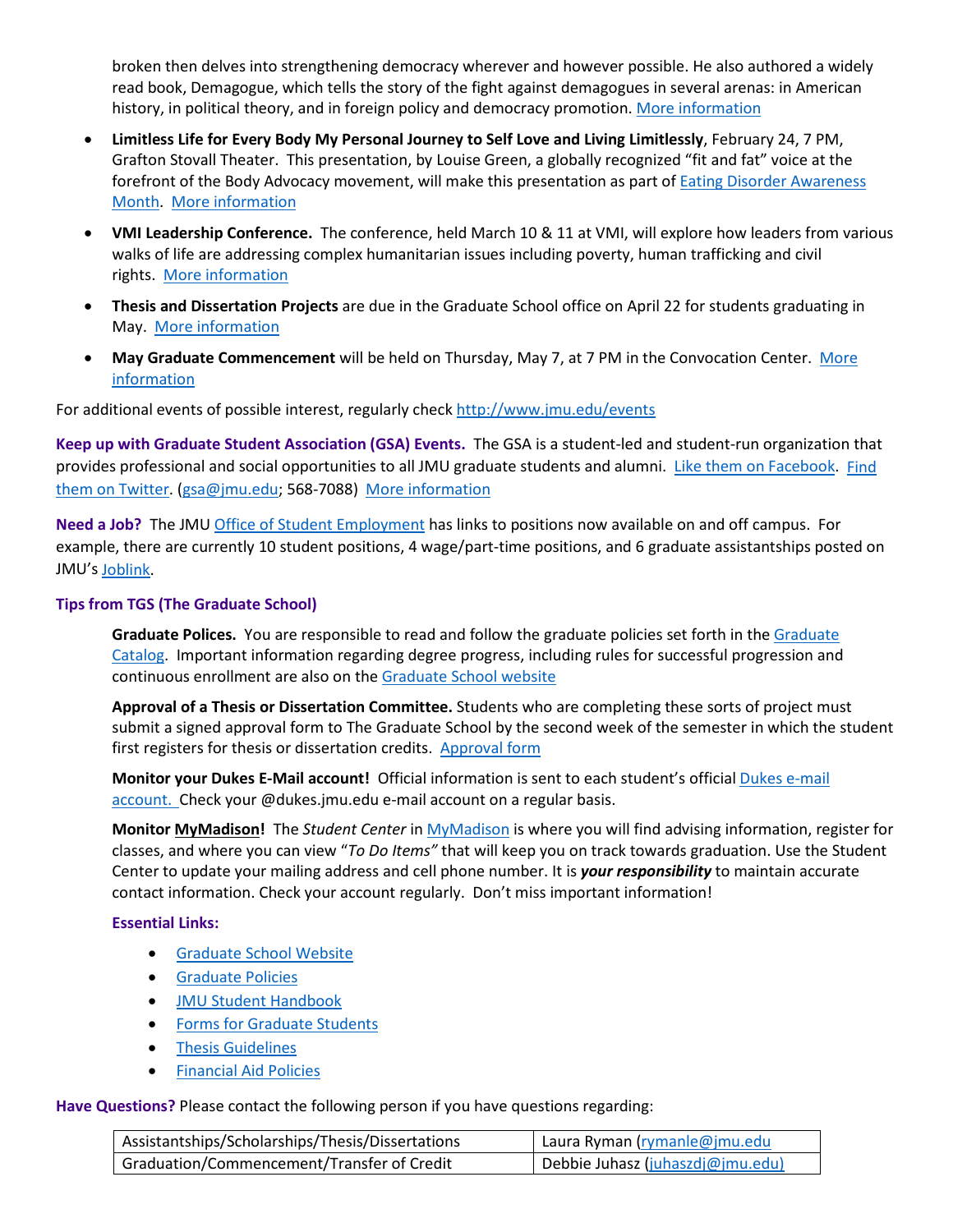broken then delves into strengthening democracy wherever and however possible. He also authored a widely read book, Demagogue, which tells the story of the fight against demagogues in several arenas: in American history, in political theory, and in foreign policy and democracy promotion. More information

- **Limitless Life for Every Body My Personal Journey to Self Love and Living Limitlessly**, February 24, 7 PM, Grafton Stovall Theater. This presentation, by Louise Green, a globally recognized "fit and fat" voice at the forefront of the Body Advocacy movement, will make this presentation as part of Eating Disorder Awareness Month. More information
- **VMI Leadership Conference.** The conference, held March 10 & 11 at VMI, will explore how leaders from various walks of life are addressing complex humanitarian issues including poverty, human trafficking and civil rights. More information
- **Thesis and Dissertation Projects** are due in the Graduate School office on April 22 for students graduating in May. More information
- **May Graduate Commencement** will be held on Thursday, May 7, at 7 PM in the Convocation Center. More information

For additional events of possible interest, regularly check http://www.jmu.edu/events

**Keep up with Graduate Student Association (GSA) Events.** The GSA is a student-led and student-run organization that provides professional and social opportunities to all JMU graduate students and alumni. Like them on Facebook. Find them on Twitter. (gsa@jmu.edu; 568-7088) More information

**Need a Job?** The JMU Office of Student Employment has links to positions now available on and off campus. For example, there are currently 10 student positions, 4 wage/part-time positions, and 6 graduate assistantships posted on JMU's Joblink.

**Tips from TGS (The Graduate School)**

**Graduate Polices.** You are responsible to read and follow the graduate policies set forth in the Graduate Catalog. Important information regarding degree progress, including rules for successful progression and continuous enrollment are also on the Graduate School website

**Approval of a Thesis or Dissertation Committee.** Students who are completing these sorts of project must submit a signed approval form to The Graduate School by the second week of the semester in which the student first registers for thesis or dissertation credits. Approval form

**Monitor your Dukes E-Mail account!** Official information is sent to each student's official Dukes e-mail account. Check your @dukes.jmu.edu e-mail account on a regular basis.

**Monitor MyMadison!** The *Student Center* in MyMadison is where you will find advising information, register for classes, and where you can view "*To Do Items"* that will keep you on track towards graduation. Use the Student Center to update your mailing address and cell phone number. It is ***your responsibility*** to maintain accurate contact information. Check your account regularly. Don't miss important information!

**Essential Links:**

- Graduate School Website
- Graduate Policies
- JMU Student Handbook
- Forms for Graduate Students
- Thesis Guidelines
- Financial Aid Policies

**Have Questions?** Please contact the following person if you have questions regarding:

| | |
|---|---|
| Assistantships/Scholarships/Thesis/Dissertations | Laura Ryman (rymanle@jmu.edu |
| Graduation/Commencement/Transfer of Credit | Debbie Juhasz (juhaszdj@jmu.edu) |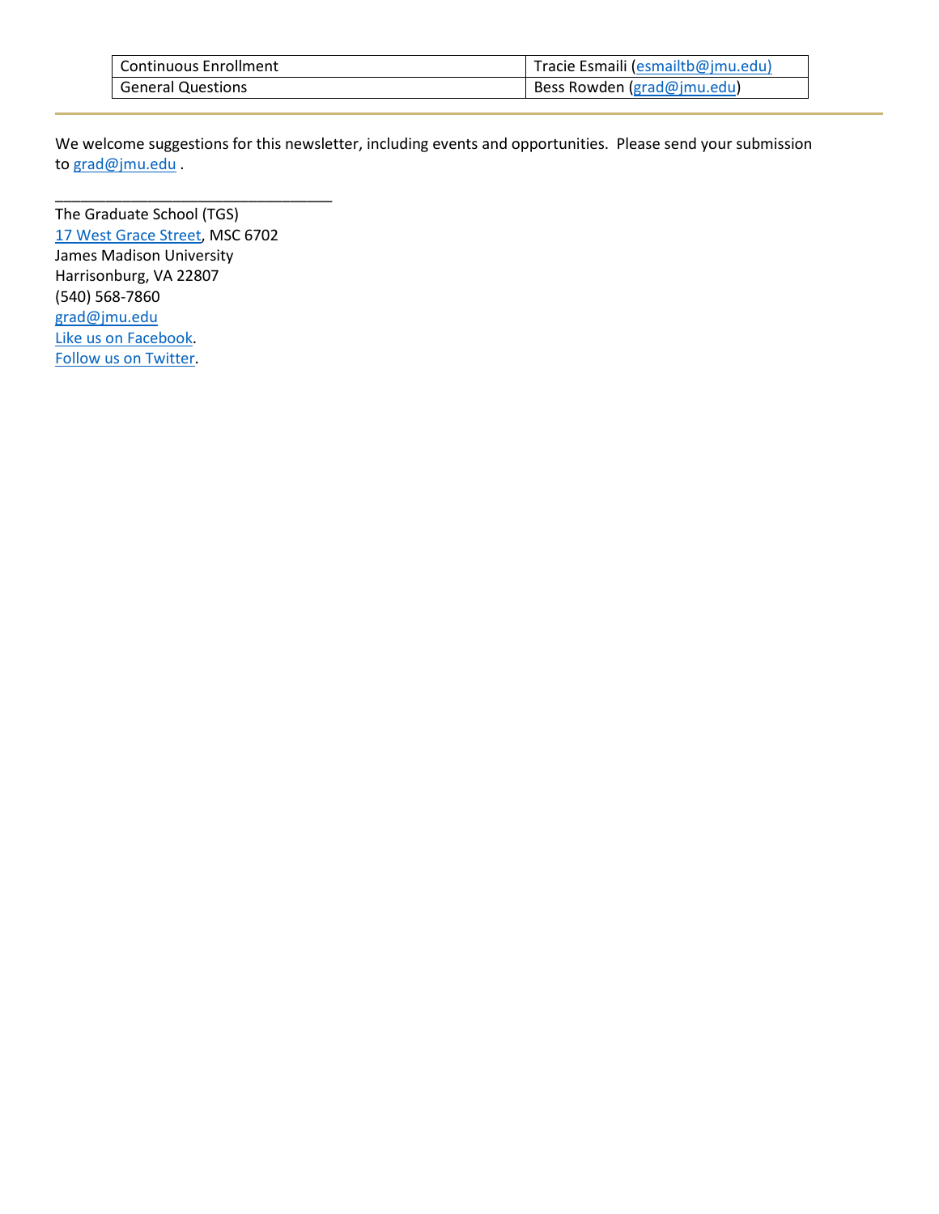| | |
|---|---|
| Continuous Enrollment | Tracie Esmaili (esmailtb@jmu.edu) |
| General Questions | Bess Rowden (grad@jmu.edu) |

---

We welcome suggestions for this newsletter, including events and opportunities. Please send your submission to grad@jmu.edu .

_______________________________

The Graduate School (TGS)
17 West Grace Street, MSC 6702
James Madison University
Harrisonburg, VA 22807
(540) 568-7860
grad@jmu.edu
Like us on Facebook.
Follow us on Twitter.